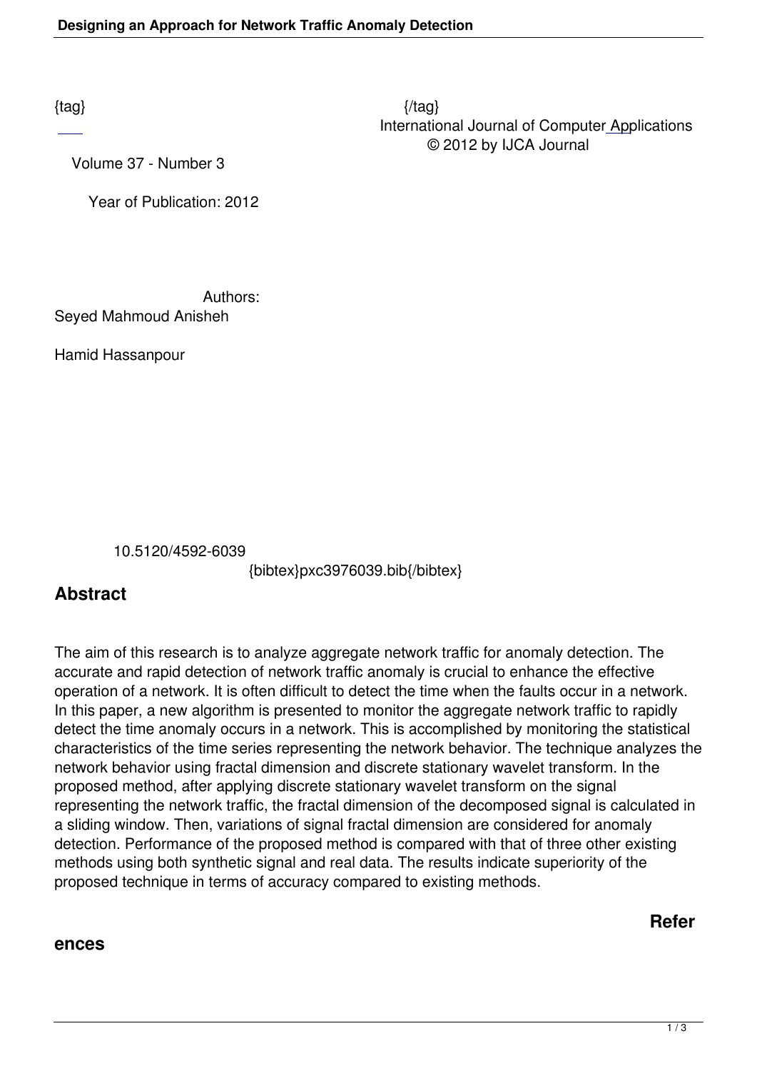{tag} {/tag}

International Journal of Computer Applications
© 2012 by IJCA Journal

Volume 37 - Number 3

Year of Publication: 2012

Authors:

Seyed Mahmoud Anisheh

Hamid Hassanpour

10.5120/4592-6039

{bibtex}pxc3976039.bib{/bibtex}

## Abstract

The aim of this research is to analyze aggregate network traffic for anomaly detection. The accurate and rapid detection of network traffic anomaly is crucial to enhance the effective operation of a network. It is often difficult to detect the time when the faults occur in a network. In this paper, a new algorithm is presented to monitor the aggregate network traffic to rapidly detect the time anomaly occurs in a network. This is accomplished by monitoring the statistical characteristics of the time series representing the network behavior. The technique analyzes the network behavior using fractal dimension and discrete stationary wavelet transform. In the proposed method, after applying discrete stationary wavelet transform on the signal representing the network traffic, the fractal dimension of the decomposed signal is calculated in a sliding window. Then, variations of signal fractal dimension are considered for anomaly detection. Performance of the proposed method is compared with that of three other existing methods using both synthetic signal and real data. The results indicate superiority of the proposed technique in terms of accuracy compared to existing methods.

## References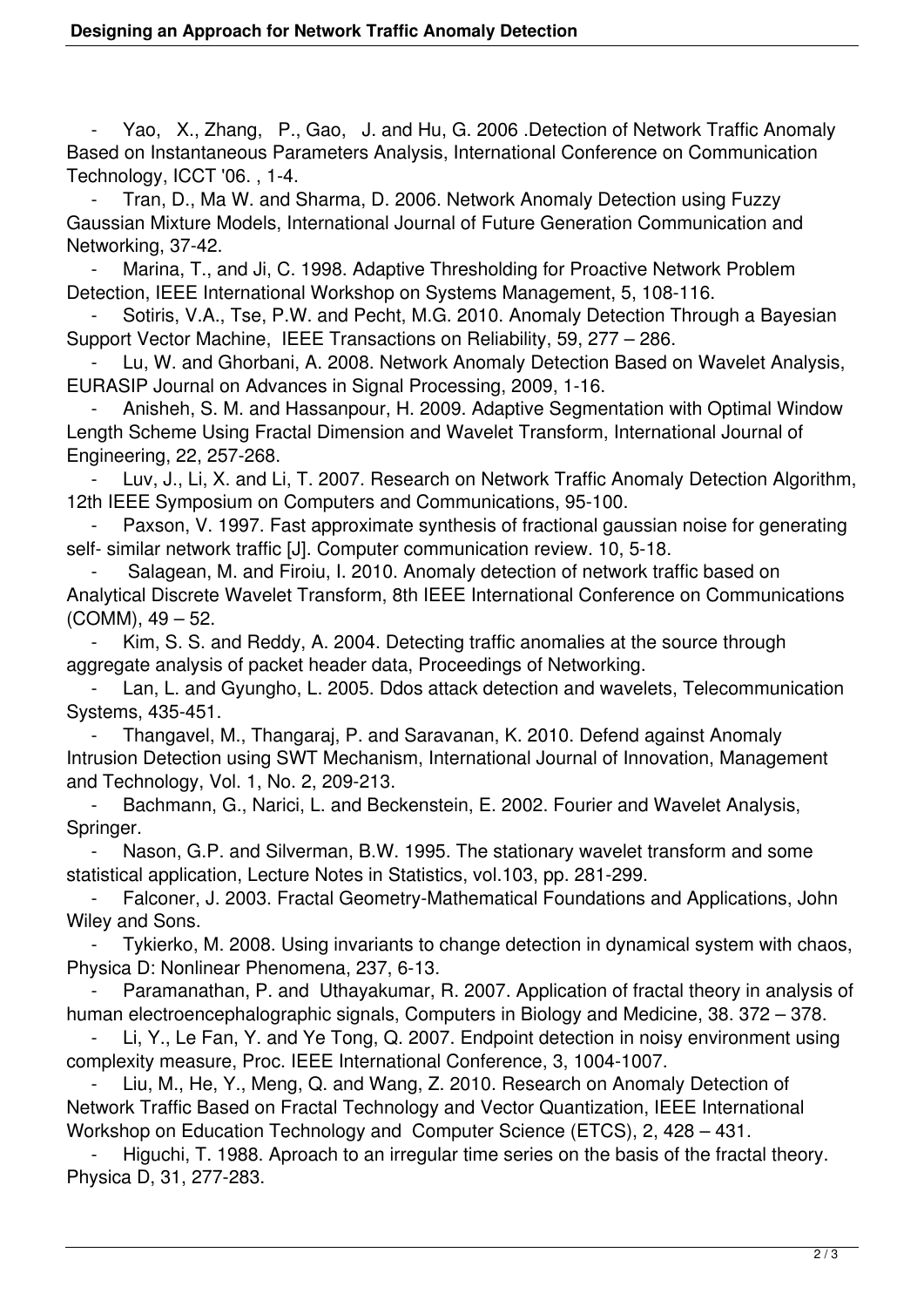- Yao, X., Zhang, P., Gao, J. and Hu, G. 2006 .Detection of Network Traffic Anomaly Based on Instantaneous Parameters Analysis, International Conference on Communication Technology, ICCT '06. , 1-4.
- Tran, D., Ma W. and Sharma, D. 2006. Network Anomaly Detection using Fuzzy Gaussian Mixture Models, International Journal of Future Generation Communication and Networking, 37-42.
- Marina, T., and Ji, C. 1998. Adaptive Thresholding for Proactive Network Problem Detection, IEEE International Workshop on Systems Management, 5, 108-116.
- Sotiris, V.A., Tse, P.W. and Pecht, M.G. 2010. Anomaly Detection Through a Bayesian Support Vector Machine, IEEE Transactions on Reliability, 59, 277 – 286.
- Lu, W. and Ghorbani, A. 2008. Network Anomaly Detection Based on Wavelet Analysis, EURASIP Journal on Advances in Signal Processing, 2009, 1-16.
- Anisheh, S. M. and Hassanpour, H. 2009. Adaptive Segmentation with Optimal Window Length Scheme Using Fractal Dimension and Wavelet Transform, International Journal of Engineering, 22, 257-268.
- Luv, J., Li, X. and Li, T. 2007. Research on Network Traffic Anomaly Detection Algorithm, 12th IEEE Symposium on Computers and Communications, 95-100.
- Paxson, V. 1997. Fast approximate synthesis of fractional gaussian noise for generating self- similar network traffic [J]. Computer communication review. 10, 5-18.
- Salagean, M. and Firoiu, I. 2010. Anomaly detection of network traffic based on Analytical Discrete Wavelet Transform, 8th IEEE International Conference on Communications (COMM), 49 – 52.
- Kim, S. S. and Reddy, A. 2004. Detecting traffic anomalies at the source through aggregate analysis of packet header data, Proceedings of Networking.
- Lan, L. and Gyungho, L. 2005. Ddos attack detection and wavelets, Telecommunication Systems, 435-451.
- Thangavel, M., Thangaraj, P. and Saravanan, K. 2010. Defend against Anomaly Intrusion Detection using SWT Mechanism, International Journal of Innovation, Management and Technology, Vol. 1, No. 2, 209-213.
- Bachmann, G., Narici, L. and Beckenstein, E. 2002. Fourier and Wavelet Analysis, Springer.
- Nason, G.P. and Silverman, B.W. 1995. The stationary wavelet transform and some statistical application, Lecture Notes in Statistics, vol.103, pp. 281-299.
- Falconer, J. 2003. Fractal Geometry-Mathematical Foundations and Applications, John Wiley and Sons.
- Tykierko, M. 2008. Using invariants to change detection in dynamical system with chaos, Physica D: Nonlinear Phenomena, 237, 6-13.
- Paramanathan, P. and Uthayakumar, R. 2007. Application of fractal theory in analysis of human electroencephalographic signals, Computers in Biology and Medicine, 38. 372 – 378.
- Li, Y., Le Fan, Y. and Ye Tong, Q. 2007. Endpoint detection in noisy environment using complexity measure, Proc. IEEE International Conference, 3, 1004-1007.
- Liu, M., He, Y., Meng, Q. and Wang, Z. 2010. Research on Anomaly Detection of Network Traffic Based on Fractal Technology and Vector Quantization, IEEE International Workshop on Education Technology and Computer Science (ETCS), 2, 428 – 431.
- Higuchi, T. 1988. Aproach to an irregular time series on the basis of the fractal theory. Physica D, 31, 277-283.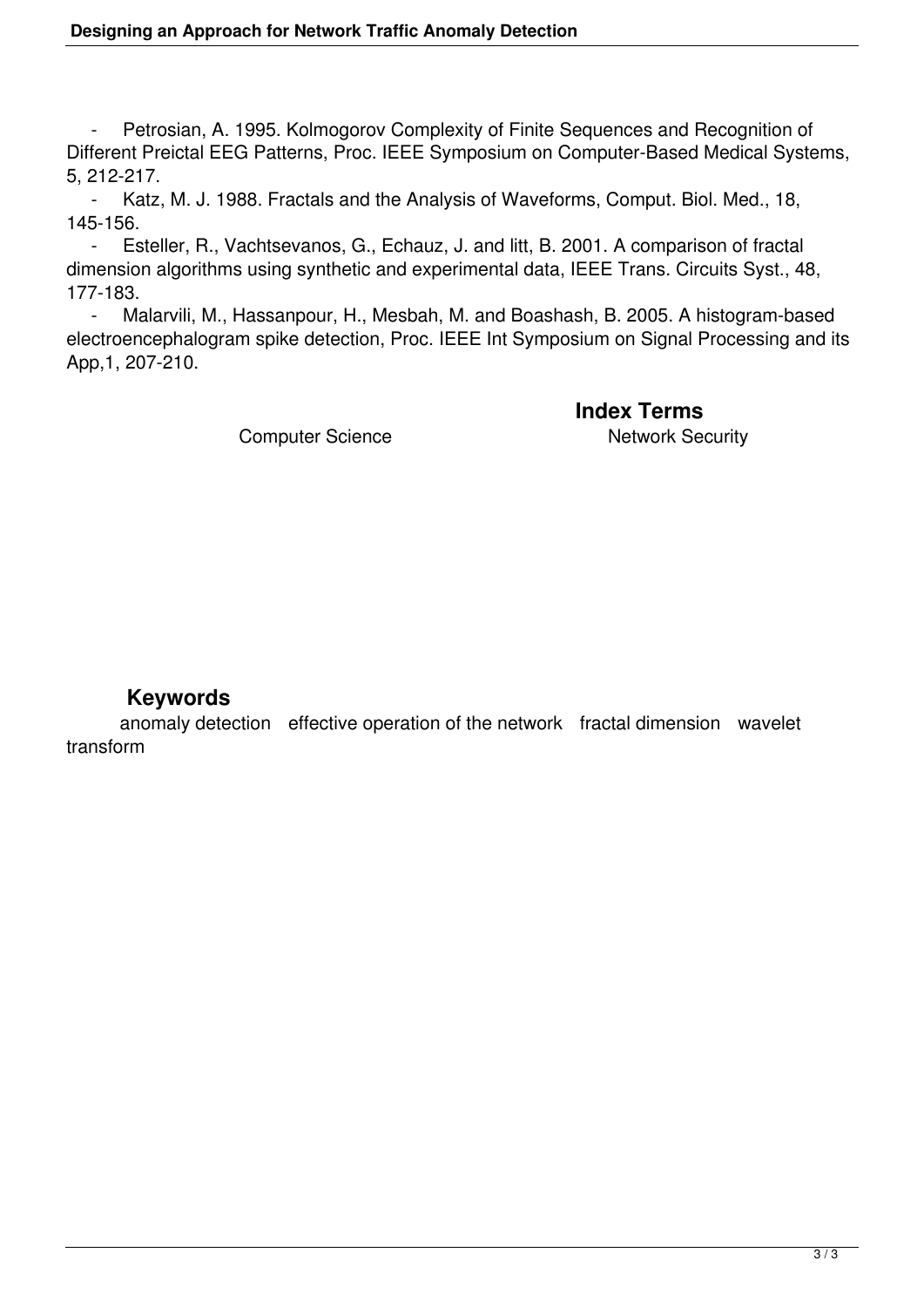- Petrosian, A. 1995. Kolmogorov Complexity of Finite Sequences and Recognition of Different Preictal EEG Patterns, Proc. IEEE Symposium on Computer-Based Medical Systems, 5, 212-217.
- Katz, M. J. 1988. Fractals and the Analysis of Waveforms, Comput. Biol. Med., 18, 145-156.
- Esteller, R., Vachtsevanos, G., Echauz, J. and litt, B. 2001. A comparison of fractal dimension algorithms using synthetic and experimental data, IEEE Trans. Circuits Syst., 48, 177-183.
- Malarvili, M., Hassanpour, H., Mesbah, M. and Boashash, B. 2005. A histogram-based electroencephalogram spike detection, Proc. IEEE Int Symposium on Signal Processing and its App,1, 207-210.

## Index Terms

Computer Science    Network Security

## Keywords

anomaly detection    effective operation of the network    fractal dimension    wavelet transform